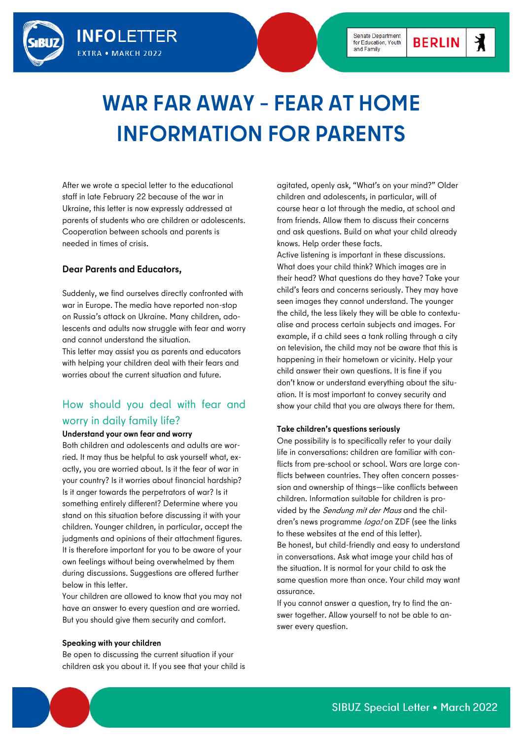INFOLETTER
EXTRA • MARCH 2022

Senate Department for Education, Youth and Family BERLIN

# WAR FAR AWAY - FEAR AT HOME INFORMATION FOR PARENTS

After we wrote a special letter to the educational staff in late February 22 because of the war in Ukraine, this letter is now expressly addressed at parents of students who are children or adolescents. Cooperation between schools and parents is needed in times of crisis.

**Dear Parents and Educators,**

Suddenly, we find ourselves directly confronted with war in Europe. The media have reported non-stop on Russia's attack on Ukraine. Many children, adolescents and adults now struggle with fear and worry and cannot understand the situation.

This letter may assist you as parents and educators with helping your children deal with their fears and worries about the current situation and future.

## How should you deal with fear and worry in daily family life?

**Understand your own fear and worry**

Both children and adolescents and adults are worried. It may thus be helpful to ask yourself what, exactly, you are worried about. Is it the fear of war in your country? Is it worries about financial hardship? Is it anger towards the perpetrators of war? Is it something entirely different? Determine where you stand on this situation before discussing it with your children. Younger children, in particular, accept the judgments and opinions of their attachment figures. It is therefore important for you to be aware of your own feelings without being overwhelmed by them during discussions. Suggestions are offered further below in this letter.

Your children are allowed to know that you may not have an answer to every question and are worried. But you should give them security and comfort.

**Speaking with your children**

Be open to discussing the current situation if your children ask you about it. If you see that your child is agitated, openly ask, "What's on your mind?" Older children and adolescents, in particular, will of course hear a lot through the media, at school and from friends. Allow them to discuss their concerns and ask questions. Build on what your child already knows. Help order these facts.

Active listening is important in these discussions. What does your child think? Which images are in their head? What questions do they have? Take your child's fears and concerns seriously. They may have seen images they cannot understand. The younger the child, the less likely they will be able to contextualise and process certain subjects and images. For example, if a child sees a tank rolling through a city on television, the child may not be aware that this is happening in their hometown or vicinity. Help your child answer their own questions. It is fine if you don't know or understand everything about the situation. It is most important to convey security and show your child that you are always there for them.

**Take children's questions seriously**

One possibility is to specifically refer to your daily life in conversations: children are familiar with conflicts from pre-school or school. Wars are large conflicts between countries. They often concern possession and ownership of things—like conflicts between children. Information suitable for children is provided by the *Sendung mit der Maus* and the children's news programme *logo!* on ZDF (see the links to these websites at the end of this letter).

Be honest, but child-friendly and easy to understand in conversations. Ask what image your child has of the situation. It is normal for your child to ask the same question more than once. Your child may want assurance.

If you cannot answer a question, try to find the answer together. Allow yourself to not be able to answer every question.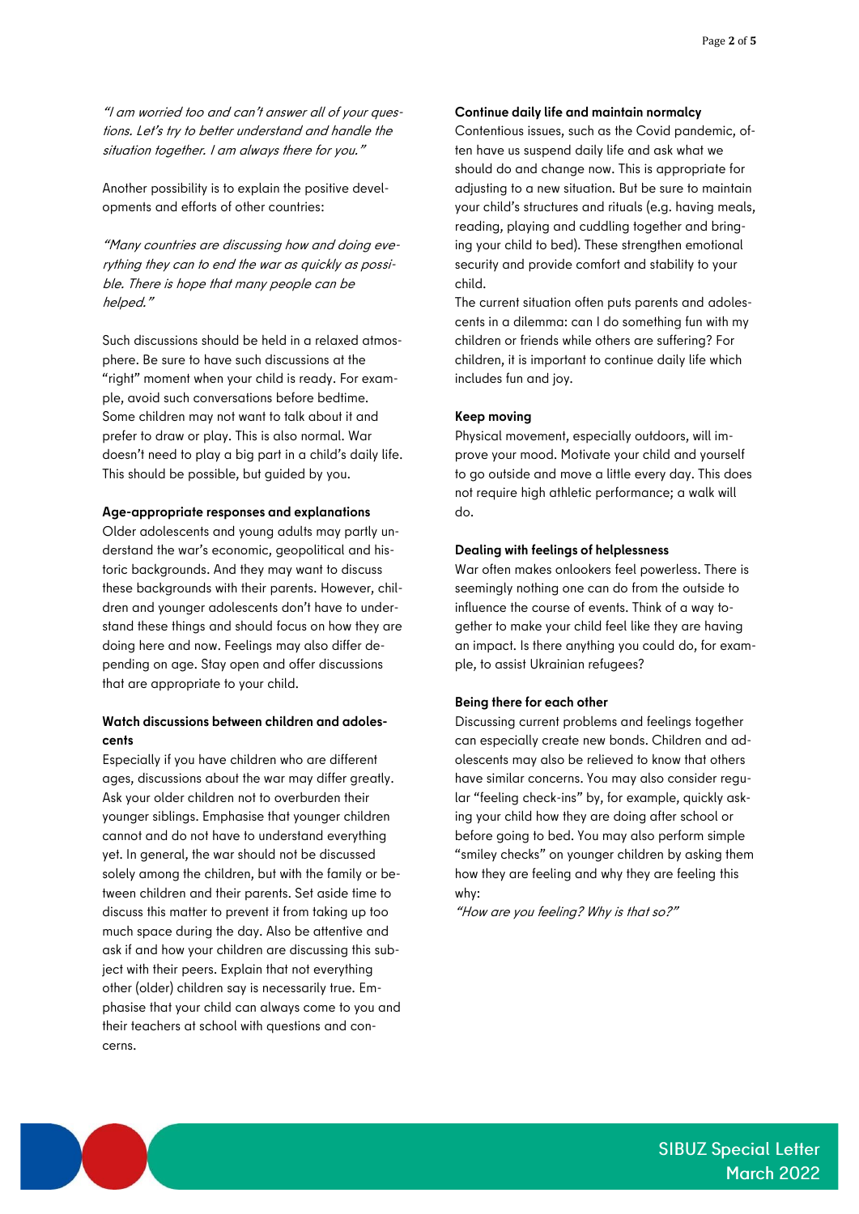*"I am worried too and can't answer all of your questions. Let's try to better understand and handle the situation together. I am always there for you."*

Another possibility is to explain the positive developments and efforts of other countries:

*"Many countries are discussing how and doing everything they can to end the war as quickly as possible. There is hope that many people can be helped."*

Such discussions should be held in a relaxed atmosphere. Be sure to have such discussions at the "right" moment when your child is ready. For example, avoid such conversations before bedtime. Some children may not want to talk about it and prefer to draw or play. This is also normal. War doesn't need to play a big part in a child's daily life. This should be possible, but guided by you.

**Age-appropriate responses and explanations**

Older adolescents and young adults may partly understand the war's economic, geopolitical and historic backgrounds. And they may want to discuss these backgrounds with their parents. However, children and younger adolescents don't have to understand these things and should focus on how they are doing here and now. Feelings may also differ depending on age. Stay open and offer discussions that are appropriate to your child.

**Watch discussions between children and adolescents**

Especially if you have children who are different ages, discussions about the war may differ greatly. Ask your older children not to overburden their younger siblings. Emphasise that younger children cannot and do not have to understand everything yet. In general, the war should not be discussed solely among the children, but with the family or between children and their parents. Set aside time to discuss this matter to prevent it from taking up too much space during the day. Also be attentive and ask if and how your children are discussing this subject with their peers. Explain that not everything other (older) children say is necessarily true. Emphasise that your child can always come to you and their teachers at school with questions and concerns.

**Continue daily life and maintain normalcy**

Contentious issues, such as the Covid pandemic, often have us suspend daily life and ask what we should do and change now. This is appropriate for adjusting to a new situation. But be sure to maintain your child's structures and rituals (e.g. having meals, reading, playing and cuddling together and bringing your child to bed). These strengthen emotional security and provide comfort and stability to your child.

The current situation often puts parents and adolescents in a dilemma: can I do something fun with my children or friends while others are suffering? For children, it is important to continue daily life which includes fun and joy.

**Keep moving**

Physical movement, especially outdoors, will improve your mood. Motivate your child and yourself to go outside and move a little every day. This does not require high athletic performance; a walk will do.

**Dealing with feelings of helplessness**

War often makes onlookers feel powerless. There is seemingly nothing one can do from the outside to influence the course of events. Think of a way together to make your child feel like they are having an impact. Is there anything you could do, for example, to assist Ukrainian refugees?

**Being there for each other**

Discussing current problems and feelings together can especially create new bonds. Children and adolescents may also be relieved to know that others have similar concerns. You may also consider regular "feeling check-ins" by, for example, quickly asking your child how they are doing after school or before going to bed. You may also perform simple "smiley checks" on younger children by asking them how they are feeling and why they are feeling this why:

*"How are you feeling? Why is that so?"*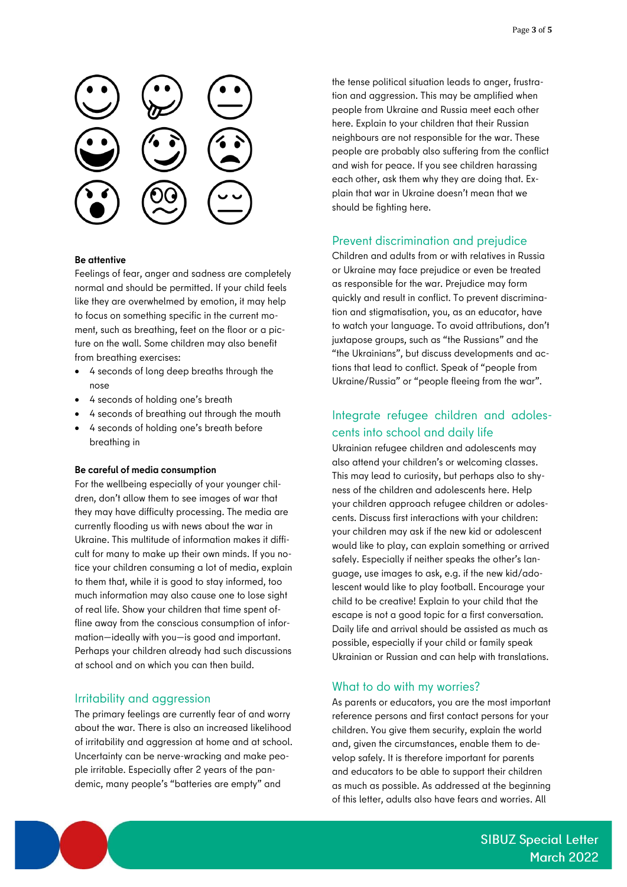**Be attentive**

Feelings of fear, anger and sadness are completely normal and should be permitted. If your child feels like they are overwhelmed by emotion, it may help to focus on something specific in the current moment, such as breathing, feet on the floor or a picture on the wall. Some children may also benefit from breathing exercises:

- 4 seconds of long deep breaths through the nose
- 4 seconds of holding one's breath
- 4 seconds of breathing out through the mouth
- 4 seconds of holding one's breath before breathing in

**Be careful of media consumption**

For the wellbeing especially of your younger children, don't allow them to see images of war that they may have difficulty processing. The media are currently flooding us with news about the war in Ukraine. This multitude of information makes it difficult for many to make up their own minds. If you notice your children consuming a lot of media, explain to them that, while it is good to stay informed, too much information may also cause one to lose sight of real life. Show your children that time spent offline away from the conscious consumption of information—ideally with you—is good and important. Perhaps your children already had such discussions at school and on which you can then build.

## Irritability and aggression

The primary feelings are currently fear of and worry about the war. There is also an increased likelihood of irritability and aggression at home and at school. Uncertainty can be nerve-wracking and make people irritable. Especially after 2 years of the pandemic, many people's "batteries are empty" and the tense political situation leads to anger, frustration and aggression. This may be amplified when people from Ukraine and Russia meet each other here. Explain to your children that their Russian neighbours are not responsible for the war. These people are probably also suffering from the conflict and wish for peace. If you see children harassing each other, ask them why they are doing that. Explain that war in Ukraine doesn't mean that we should be fighting here.

## Prevent discrimination and prejudice

Children and adults from or with relatives in Russia or Ukraine may face prejudice or even be treated as responsible for the war. Prejudice may form quickly and result in conflict. To prevent discrimination and stigmatisation, you, as an educator, have to watch your language. To avoid attributions, don't juxtapose groups, such as "the Russians" and the "the Ukrainians", but discuss developments and actions that lead to conflict. Speak of "people from Ukraine/Russia" or "people fleeing from the war".

## Integrate refugee children and adolescents into school and daily life

Ukrainian refugee children and adolescents may also attend your children's or welcoming classes. This may lead to curiosity, but perhaps also to shyness of the children and adolescents here. Help your children approach refugee children or adolescents. Discuss first interactions with your children: your children may ask if the new kid or adolescent would like to play, can explain something or arrived safely. Especially if neither speaks the other's language, use images to ask, e.g. if the new kid/adolescent would like to play football. Encourage your child to be creative! Explain to your child that the escape is not a good topic for a first conversation. Daily life and arrival should be assisted as much as possible, especially if your child or family speak Ukrainian or Russian and can help with translations.

## What to do with my worries?

As parents or educators, you are the most important reference persons and first contact persons for your children. You give them security, explain the world and, given the circumstances, enable them to develop safely. It is therefore important for parents and educators to be able to support their children as much as possible. As addressed at the beginning of this letter, adults also have fears and worries. All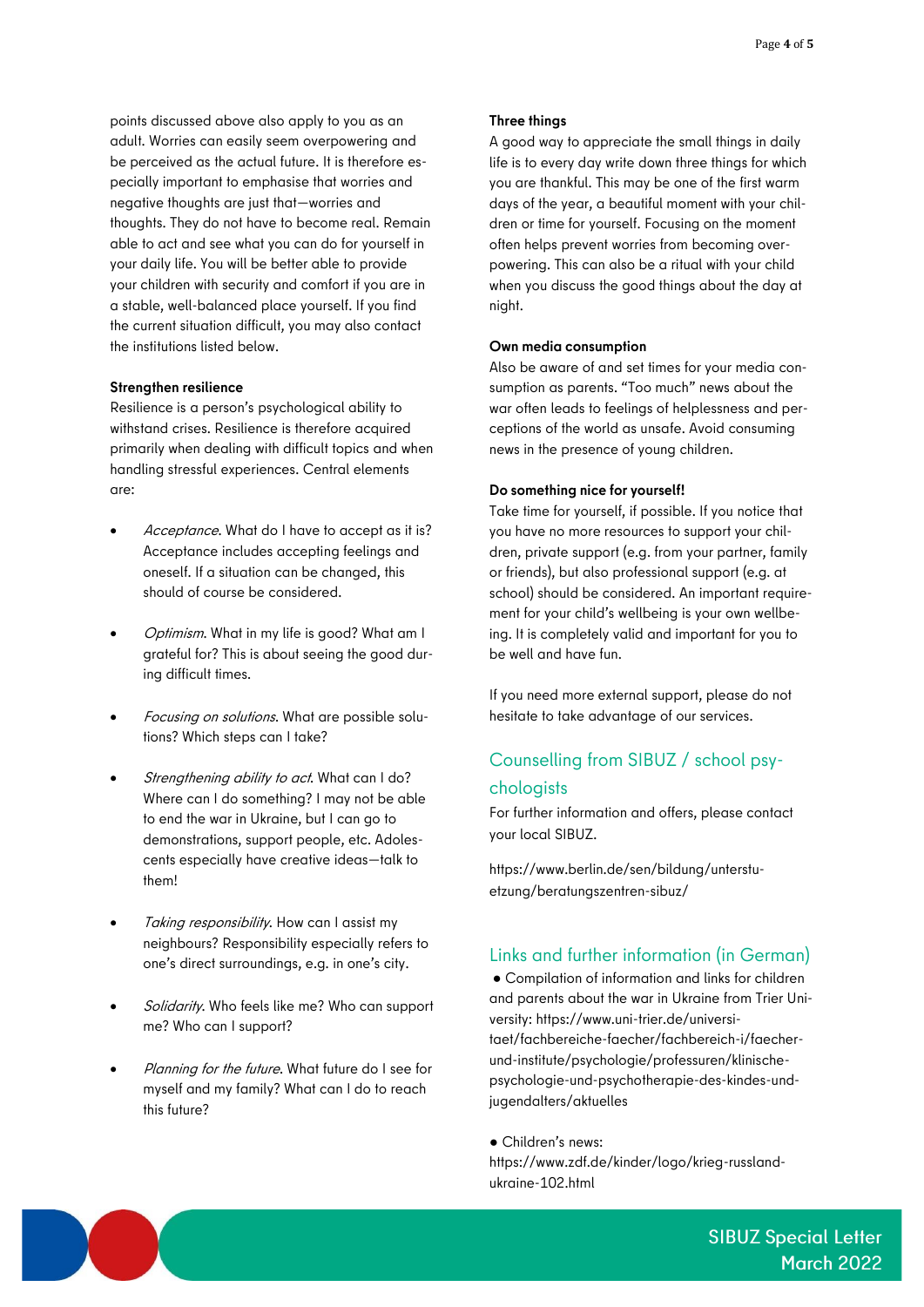points discussed above also apply to you as an adult. Worries can easily seem overpowering and be perceived as the actual future. It is therefore especially important to emphasise that worries and negative thoughts are just that—worries and thoughts. They do not have to become real. Remain able to act and see what you can do for yourself in your daily life. You will be better able to provide your children with security and comfort if you are in a stable, well-balanced place yourself. If you find the current situation difficult, you may also contact the institutions listed below.

**Strengthen resilience**

Resilience is a person's psychological ability to withstand crises. Resilience is therefore acquired primarily when dealing with difficult topics and when handling stressful experiences. Central elements are:

- *Acceptance*. What do I have to accept as it is? Acceptance includes accepting feelings and oneself. If a situation can be changed, this should of course be considered.
- *Optimism*. What in my life is good? What am I grateful for? This is about seeing the good during difficult times.
- *Focusing on solutions*. What are possible solutions? Which steps can I take?
- *Strengthening ability to act*. What can I do? Where can I do something? I may not be able to end the war in Ukraine, but I can go to demonstrations, support people, etc. Adolescents especially have creative ideas—talk to them!
- *Taking responsibility*. How can I assist my neighbours? Responsibility especially refers to one's direct surroundings, e.g. in one's city.
- *Solidarity*. Who feels like me? Who can support me? Who can I support?
- *Planning for the future*. What future do I see for myself and my family? What can I do to reach this future?

**Three things**

A good way to appreciate the small things in daily life is to every day write down three things for which you are thankful. This may be one of the first warm days of the year, a beautiful moment with your children or time for yourself. Focusing on the moment often helps prevent worries from becoming overpowering. This can also be a ritual with your child when you discuss the good things about the day at night.

**Own media consumption**

Also be aware of and set times for your media consumption as parents. "Too much" news about the war often leads to feelings of helplessness and perceptions of the world as unsafe. Avoid consuming news in the presence of young children.

**Do something nice for yourself!**

Take time for yourself, if possible. If you notice that you have no more resources to support your children, private support (e.g. from your partner, family or friends), but also professional support (e.g. at school) should be considered. An important requirement for your child's wellbeing is your own wellbeing. It is completely valid and important for you to be well and have fun.

If you need more external support, please do not hesitate to take advantage of our services.

## Counselling from SIBUZ / school psychologists

For further information and offers, please contact your local SIBUZ.

https://www.berlin.de/sen/bildung/unterstuetzung/beratungszentren-sibuz/

## Links and further information (in German)

- Compilation of information and links for children and parents about the war in Ukraine from Trier University: https://www.uni-trier.de/universitaet/fachbereiche-faecher/fachbereich-i/faecher-und-institute/psychologie/professuren/klinische-psychologie-und-psychotherapie-des-kindes-und-jugendalters/aktuelles

- Children's news: https://www.zdf.de/kinder/logo/krieg-russland-ukraine-102.html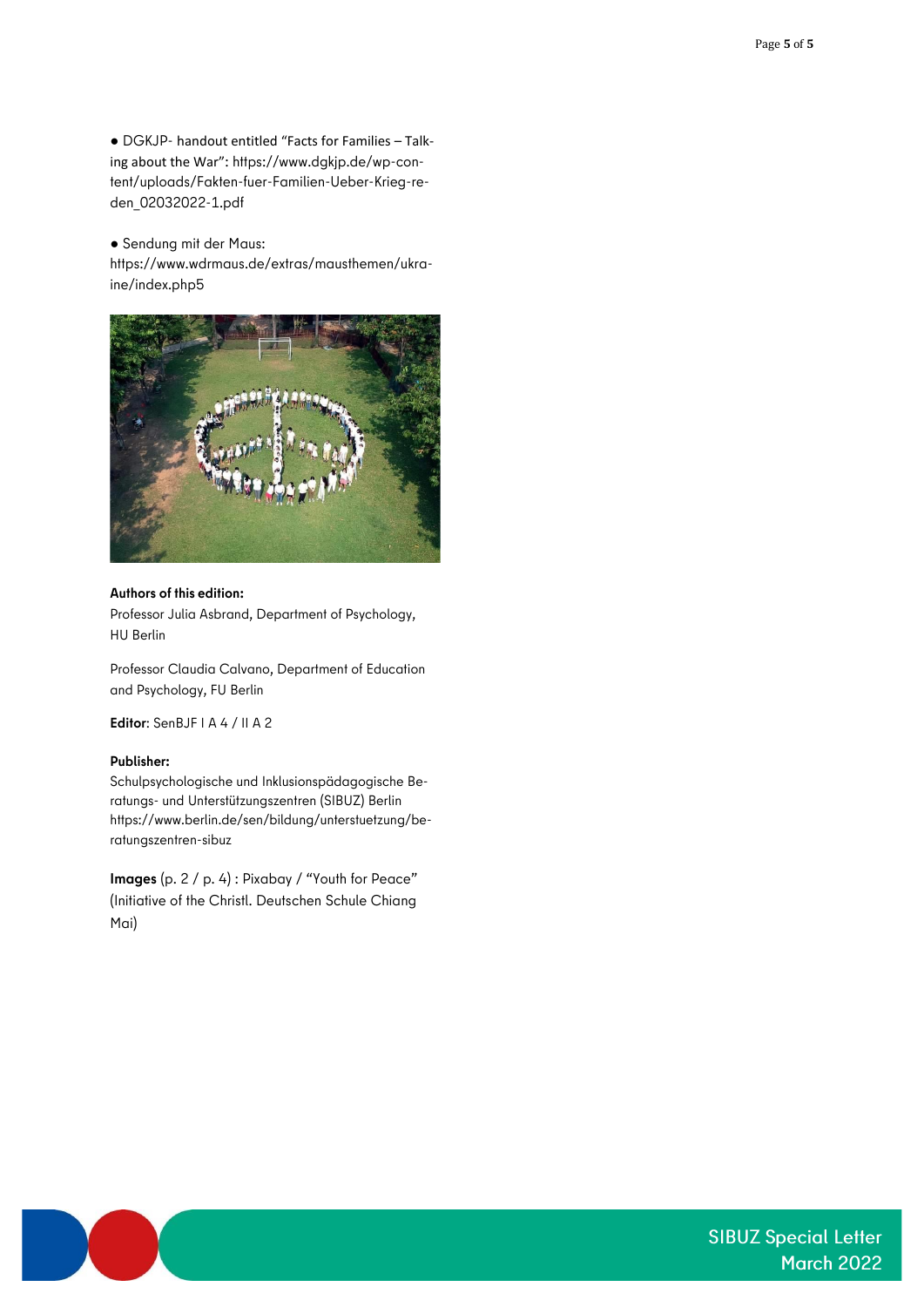- DGKJP- handout entitled “Facts for Families – Talking about the War”: https://www.dgkjp.de/wp-content/uploads/Fakten-fuer-Familien-Ueber-Krieg-reden_02032022-1.pdf

- Sendung mit der Maus: https://www.wdrmaus.de/extras/mausthemen/ukraine/index.php5

**Authors of this edition:**

Professor Julia Asbrand, Department of Psychology, HU Berlin

Professor Claudia Calvano, Department of Education and Psychology, FU Berlin

**Editor**: SenBJF I A 4 / II A 2

**Publisher:**

Schulpsychologische und Inklusionspädagogische Beratungs- und Unterstützungszentren (SIBUZ) Berlin
https://www.berlin.de/sen/bildung/unterstuetzung/beratungszentren-sibuz

**Images** (p. 2 / p. 4) : Pixabay / “Youth for Peace” (Initiative of the Christl. Deutschen Schule Chiang Mai)